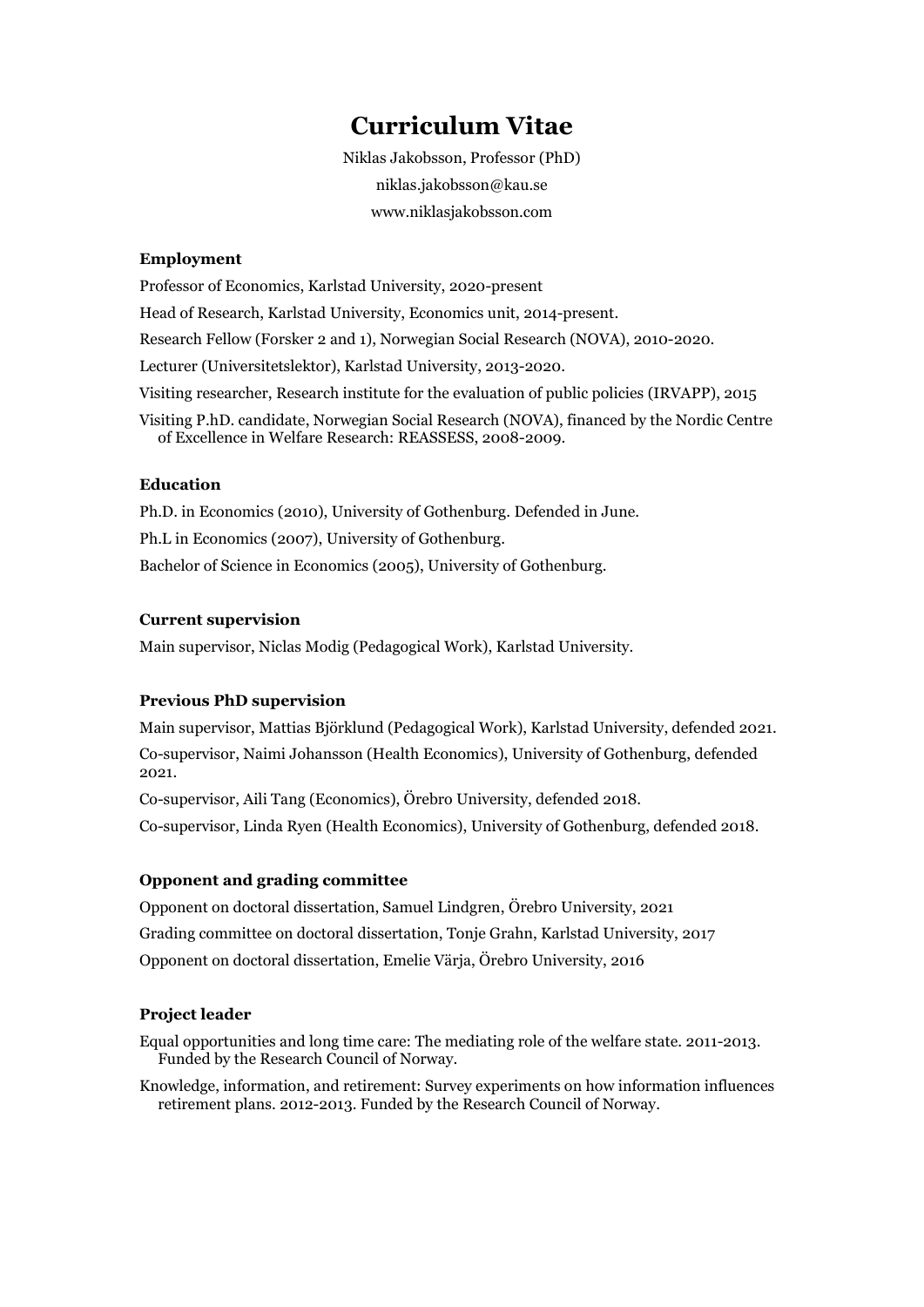# Curriculum Vitae

Niklas Jakobsson, Professor (PhD)

niklas.jakobsson@kau.se

www.niklasjakobsson.com

### Employment

Professor of Economics, Karlstad University, 2020-present

Head of Research, Karlstad University, Economics unit, 2014-present.

Research Fellow (Forsker 2 and 1), Norwegian Social Research (NOVA), 2010-2020.

Lecturer (Universitetslektor), Karlstad University, 2013-2020.

Visiting researcher, Research institute for the evaluation of public policies (IRVAPP), 2015

Visiting P.hD. candidate, Norwegian Social Research (NOVA), financed by the Nordic Centre of Excellence in Welfare Research: REASSESS, 2008-2009.

### Education

Ph.D. in Economics (2010), University of Gothenburg. Defended in June.

Ph.L in Economics (2007), University of Gothenburg.

Bachelor of Science in Economics (2005), University of Gothenburg.

### Current supervision

Main supervisor, Niclas Modig (Pedagogical Work), Karlstad University.

### Previous PhD supervision

Main supervisor, Mattias Björklund (Pedagogical Work), Karlstad University, defended 2021.

Co-supervisor, Naimi Johansson (Health Economics), University of Gothenburg, defended 2021.

Co-supervisor, Aili Tang (Economics), Örebro University, defended 2018.

Co-supervisor, Linda Ryen (Health Economics), University of Gothenburg, defended 2018.

### Opponent and grading committee

Opponent on doctoral dissertation, Samuel Lindgren, Örebro University, 2021

Grading committee on doctoral dissertation, Tonje Grahn, Karlstad University, 2017

Opponent on doctoral dissertation, Emelie Värja, Örebro University, 2016

### Project leader

Equal opportunities and long time care: The mediating role of the welfare state. 2011-2013. Funded by the Research Council of Norway.

Knowledge, information, and retirement: Survey experiments on how information influences retirement plans. 2012-2013. Funded by the Research Council of Norway.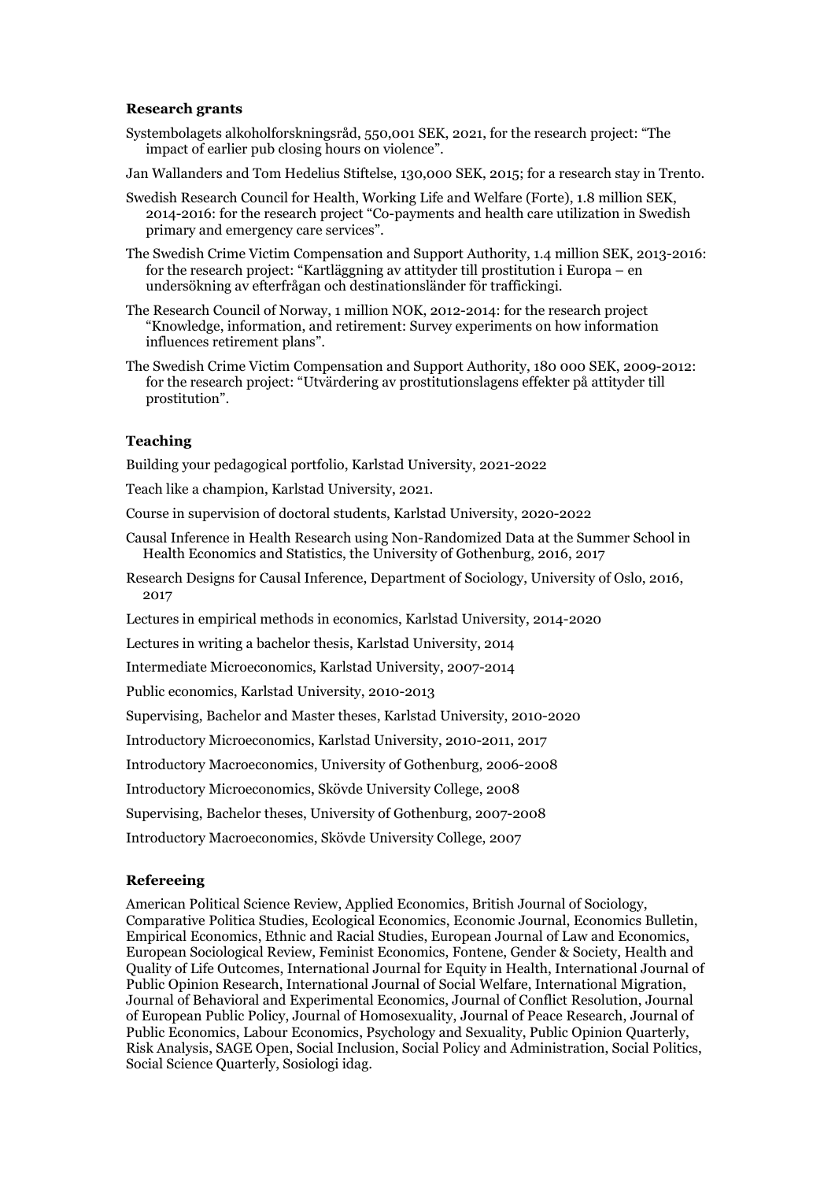### Research grants

Systembolagets alkoholforskningsråd, 550,001 SEK, 2021, for the research project: "The impact of earlier pub closing hours on violence".

Jan Wallanders and Tom Hedelius Stiftelse, 130,000 SEK, 2015; for a research stay in Trento.

Swedish Research Council for Health, Working Life and Welfare (Forte), 1.8 million SEK, 2014-2016: for the research project "Co-payments and health care utilization in Swedish primary and emergency care services".

The Swedish Crime Victim Compensation and Support Authority, 1.4 million SEK, 2013-2016: for the research project: "Kartläggning av attityder till prostitution i Europa – en undersökning av efterfrågan och destinationsländer för traffickingi.

The Research Council of Norway, 1 million NOK, 2012-2014: for the research project "Knowledge, information, and retirement: Survey experiments on how information influences retirement plans".

The Swedish Crime Victim Compensation and Support Authority, 180 000 SEK, 2009-2012: for the research project: "Utvärdering av prostitutionslagens effekter på attityder till prostitution".

### Teaching

Building your pedagogical portfolio, Karlstad University, 2021-2022

Teach like a champion, Karlstad University, 2021.

Course in supervision of doctoral students, Karlstad University, 2020-2022

Causal Inference in Health Research using Non-Randomized Data at the Summer School in Health Economics and Statistics, the University of Gothenburg, 2016, 2017

Research Designs for Causal Inference, Department of Sociology, University of Oslo, 2016, 2017

Lectures in empirical methods in economics, Karlstad University, 2014-2020

Lectures in writing a bachelor thesis, Karlstad University, 2014

Intermediate Microeconomics, Karlstad University, 2007-2014

Public economics, Karlstad University, 2010-2013

Supervising, Bachelor and Master theses, Karlstad University, 2010-2020

Introductory Microeconomics, Karlstad University, 2010-2011, 2017

Introductory Macroeconomics, University of Gothenburg, 2006-2008

Introductory Microeconomics, Skövde University College, 2008

Supervising, Bachelor theses, University of Gothenburg, 2007-2008

Introductory Macroeconomics, Skövde University College, 2007

### Refereeing

American Political Science Review, Applied Economics, British Journal of Sociology, Comparative Politica Studies, Ecological Economics, Economic Journal, Economics Bulletin, Empirical Economics, Ethnic and Racial Studies, European Journal of Law and Economics, European Sociological Review, Feminist Economics, Fontene, Gender & Society, Health and Quality of Life Outcomes, International Journal for Equity in Health, International Journal of Public Opinion Research, International Journal of Social Welfare, International Migration, Journal of Behavioral and Experimental Economics, Journal of Conflict Resolution, Journal of European Public Policy, Journal of Homosexuality, Journal of Peace Research, Journal of Public Economics, Labour Economics, Psychology and Sexuality, Public Opinion Quarterly, Risk Analysis, SAGE Open, Social Inclusion, Social Policy and Administration, Social Politics, Social Science Quarterly, Sosiologi idag.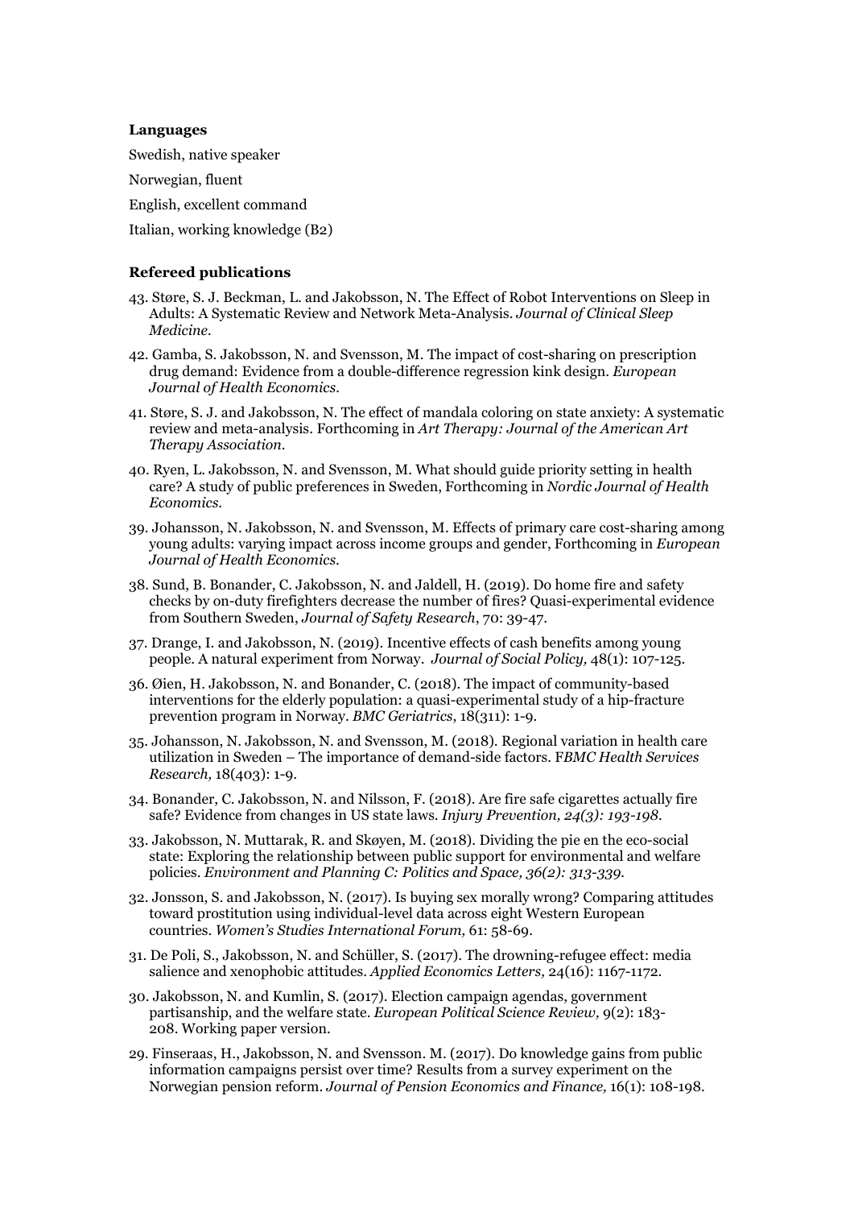**Languages**

Swedish, native speaker

Norwegian, fluent

English, excellent command

Italian, working knowledge (B2)

**Refereed publications**

43. Støre, S. J. Beckman, L. and Jakobsson, N. The Effect of Robot Interventions on Sleep in Adults: A Systematic Review and Network Meta-Analysis. *Journal of Clinical Sleep Medicine*.

42. Gamba, S. Jakobsson, N. and Svensson, M. The impact of cost-sharing on prescription drug demand: Evidence from a double-difference regression kink design. *European Journal of Health Economics*.

41. Støre, S. J. and Jakobsson, N. The effect of mandala coloring on state anxiety: A systematic review and meta-analysis. Forthcoming in *Art Therapy: Journal of the American Art Therapy Association*.

40. Ryen, L. Jakobsson, N. and Svensson, M. What should guide priority setting in health care? A study of public preferences in Sweden, Forthcoming in *Nordic Journal of Health Economics*.

39. Johansson, N. Jakobsson, N. and Svensson, M. Effects of primary care cost-sharing among young adults: varying impact across income groups and gender, Forthcoming in *European Journal of Health Economics*.

38. Sund, B. Bonander, C. Jakobsson, N. and Jaldell, H. (2019). Do home fire and safety checks by on-duty firefighters decrease the number of fires? Quasi-experimental evidence from Southern Sweden, *Journal of Safety Research*, 70: 39-47.

37. Drange, I. and Jakobsson, N. (2019). Incentive effects of cash benefits among young people. A natural experiment from Norway. *Journal of Social Policy,* 48(1): 107-125.

36. Øien, H. Jakobsson, N. and Bonander, C. (2018). The impact of community-based interventions for the elderly population: a quasi-experimental study of a hip-fracture prevention program in Norway. *BMC Geriatrics*, 18(311): 1-9.

35. Johansson, N. Jakobsson, N. and Svensson, M. (2018). Regional variation in health care utilization in Sweden – The importance of demand-side factors. F*BMC Health Services Research,* 18(403): 1-9.

34. Bonander, C. Jakobsson, N. and Nilsson, F. (2018). Are fire safe cigarettes actually fire safe? Evidence from changes in US state laws. *Injury Prevention, 24(3): 193-198*.

33. Jakobsson, N. Muttarak, R. and Skøyen, M. (2018). Dividing the pie en the eco-social state: Exploring the relationship between public support for environmental and welfare policies. *Environment and Planning C: Politics and Space, 36(2): 313-339*.

32. Jonsson, S. and Jakobsson, N. (2017). Is buying sex morally wrong? Comparing attitudes toward prostitution using individual-level data across eight Western European countries. *Women's Studies International Forum,* 61: 58-69.

31. De Poli, S., Jakobsson, N. and Schüller, S. (2017). The drowning-refugee effect: media salience and xenophobic attitudes. *Applied Economics Letters,* 24(16): 1167-1172.

30. Jakobsson, N. and Kumlin, S. (2017). Election campaign agendas, government partisanship, and the welfare state. *European Political Science Review,* 9(2): 183-208. Working paper version.

29. Finseraas, H., Jakobsson, N. and Svensson. M. (2017). Do knowledge gains from public information campaigns persist over time? Results from a survey experiment on the Norwegian pension reform. *Journal of Pension Economics and Finance,* 16(1): 108-198.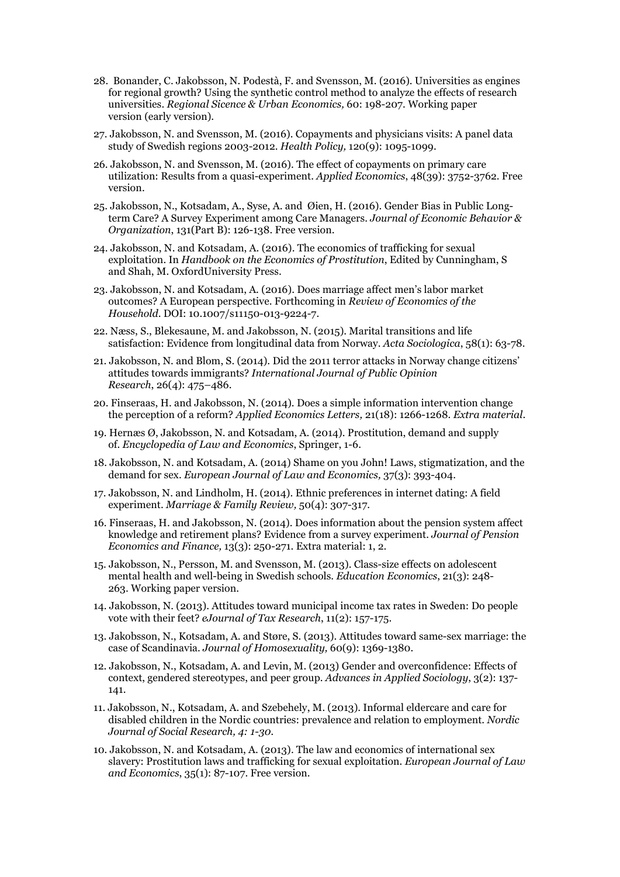28. Bonander, C. Jakobsson, N. Podestà, F. and Svensson, M. (2016). Universities as engines for regional growth? Using the synthetic control method to analyze the effects of research universities. *Regional Sicence & Urban Economics,* 60: 198-207. Working paper version (early version).

27. Jakobsson, N. and Svensson, M. (2016). Copayments and physicians visits: A panel data study of Swedish regions 2003-2012. *Health Policy,* 120(9): 1095-1099.

26. Jakobsson, N. and Svensson, M. (2016). The effect of copayments on primary care utilization: Results from a quasi-experiment. *Applied Economics*, 48(39): 3752-3762. Free version.

25. Jakobsson, N., Kotsadam, A., Syse, A. and Øien, H. (2016). Gender Bias in Public Long-term Care? A Survey Experiment among Care Managers. *Journal of Economic Behavior & Organization*, 131(Part B): 126-138. Free version.

24. Jakobsson, N. and Kotsadam, A. (2016). The economics of trafficking for sexual exploitation. In *Handbook on the Economics of Prostitution*, Edited by Cunningham, S and Shah, M. OxfordUniversity Press.

23. Jakobsson, N. and Kotsadam, A. (2016). Does marriage affect men's labor market outcomes? A European perspective. Forthcoming in *Review of Economics of the Household*. DOI: 10.1007/s11150-013-9224-7.

22. Næss, S., Blekesaune, M. and Jakobsson, N. (2015). Marital transitions and life satisfaction: Evidence from longitudinal data from Norway. *Acta Sociologica*, 58(1): 63-78.

21. Jakobsson, N. and Blom, S. (2014). Did the 2011 terror attacks in Norway change citizens' attitudes towards immigrants? *International Journal of Public Opinion Research*, 26(4): 475–486.

20. Finseraas, H. and Jakobsson, N. (2014). Does a simple information intervention change the perception of a reform? *Applied Economics Letters,* 21(18): 1266-1268. *Extra material*.

19. Hernæs Ø, Jakobsson, N. and Kotsadam, A. (2014). Prostitution, demand and supply of. *Encyclopedia of Law and Economics*, Springer, 1-6.

18. Jakobsson, N. and Kotsadam, A. (2014) Shame on you John! Laws, stigmatization, and the demand for sex. *European Journal of Law and Economics,* 37(3): 393-404.

17. Jakobsson, N. and Lindholm, H. (2014). Ethnic preferences in internet dating: A field experiment. *Marriage & Family Review,* 50(4): 307-317.

16. Finseraas, H. and Jakobsson, N. (2014). Does information about the pension system affect knowledge and retirement plans? Evidence from a survey experiment. *Journal of Pension Economics and Finance,* 13(3): 250-271. Extra material: 1, 2.

15. Jakobsson, N., Persson, M. and Svensson, M. (2013). Class-size effects on adolescent mental health and well-being in Swedish schools. *Education Economics*, 21(3): 248-263. Working paper version.

14. Jakobsson, N. (2013). Attitudes toward municipal income tax rates in Sweden: Do people vote with their feet? *eJournal of Tax Research*, 11(2): 157-175.

13. Jakobsson, N., Kotsadam, A. and Støre, S. (2013). Attitudes toward same-sex marriage: the case of Scandinavia. *Journal of Homosexuality,* 60(9): 1369-1380.

12. Jakobsson, N., Kotsadam, A. and Levin, M. (2013) Gender and overconfidence: Effects of context, gendered stereotypes, and peer group. *Advances in Applied Sociology*, 3(2): 137-141.

11. Jakobsson, N., Kotsadam, A. and Szebehely, M. (2013). Informal eldercare and care for disabled children in the Nordic countries: prevalence and relation to employment. *Nordic Journal of Social Research, 4: 1-30.*

10. Jakobsson, N. and Kotsadam, A. (2013). The law and economics of international sex slavery: Prostitution laws and trafficking for sexual exploitation. *European Journal of Law and Economics*, 35(1): 87-107. Free version.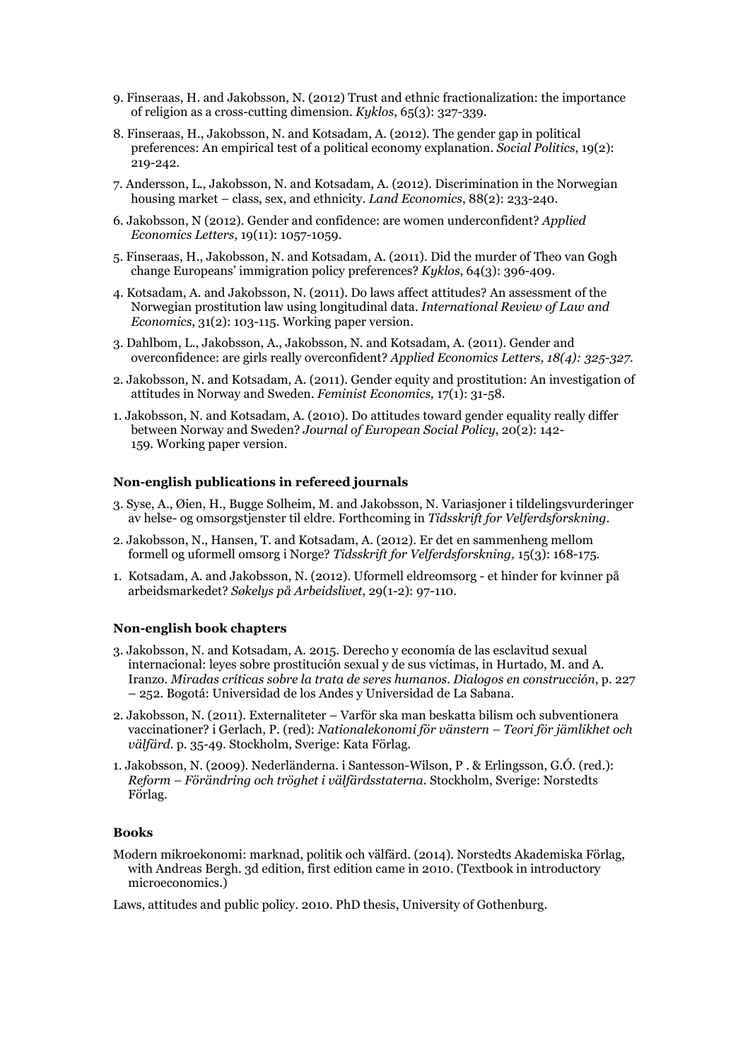9. Finseraas, H. and Jakobsson, N. (2012) Trust and ethnic fractionalization: the importance of religion as a cross-cutting dimension. *Kyklos*, 65(3): 327-339.

8. Finseraas, H., Jakobsson, N. and Kotsadam, A. (2012). The gender gap in political preferences: An empirical test of a political economy explanation. *Social Politics*, 19(2): 219-242.

7. Andersson, L., Jakobsson, N. and Kotsadam, A. (2012). Discrimination in the Norwegian housing market – class, sex, and ethnicity. *Land Economics*, 88(2): 233-240.

6. Jakobsson, N (2012). Gender and confidence: are women underconfident? *Applied Economics Letters*, 19(11): 1057-1059.

5. Finseraas, H., Jakobsson, N. and Kotsadam, A. (2011). Did the murder of Theo van Gogh change Europeans' immigration policy preferences? *Kyklos*, 64(3): 396-409.

4. Kotsadam, A. and Jakobsson, N. (2011). Do laws affect attitudes? An assessment of the Norwegian prostitution law using longitudinal data. *International Review of Law and Economics*, 31(2): 103-115. Working paper version.

3. Dahlbom, L., Jakobsson, A., Jakobsson, N. and Kotsadam, A. (2011). Gender and overconfidence: are girls really overconfident? *Applied Economics Letters, 18(4): 325-327.*

2. Jakobsson, N. and Kotsadam, A. (2011). Gender equity and prostitution: An investigation of attitudes in Norway and Sweden. *Feminist Economics,* 17(1): 31-58.

1. Jakobsson, N. and Kotsadam, A. (2010). Do attitudes toward gender equality really differ between Norway and Sweden? *Journal of European Social Policy*, 20(2): 142-159. Working paper version.

### Non-english publications in refereed journals

3. Syse, A., Øien, H., Bugge Solheim, M. and Jakobsson, N. Variasjoner i tildelingsvurderinger av helse- og omsorgstjenster til eldre. Forthcoming in *Tidsskrift for Velferdsforskning*.

2. Jakobsson, N., Hansen, T. and Kotsadam, A. (2012). Er det en sammenheng mellom formell og uformell omsorg i Norge? *Tidsskrift for Velferdsforskning,* 15(3): 168-175.

1. Kotsadam, A. and Jakobsson, N. (2012). Uformell eldreomsorg - et hinder for kvinner på arbeidsmarkedet? *Søkelys på Arbeidslivet*, 29(1-2): 97-110.

### Non-english book chapters

3. Jakobsson, N. and Kotsadam, A. 2015. Derecho y economía de las esclavitud sexual internacional: leyes sobre prostitución sexual y de sus víctimas, in Hurtado, M. and A. Iranzo. *Miradas críticas sobre la trata de seres humanos. Dialogos en construcción*, p. 227 – 252. Bogotá: Universidad de los Andes y Universidad de La Sabana.

2. Jakobsson, N. (2011). Externaliteter – Varför ska man beskatta bilism och subventionera vaccinationer? i Gerlach, P. (red): *Nationalekonomi för vänstern – Teori för jämlikhet och välfärd.* p. 35-49. Stockholm, Sverige: Kata Förlag.

1. Jakobsson, N. (2009). Nederländerna. i Santesson-Wilson, P . & Erlingsson, G.Ó. (red.): *Reform – Förändring och tröghet i välfärdsstaterna*. Stockholm, Sverige: Norstedts Förlag.

### Books

Modern mikroekonomi: marknad, politik och välfärd. (2014). Norstedts Akademiska Förlag, with Andreas Bergh. 3d edition, first edition came in 2010. (Textbook in introductory microeconomics.)

Laws, attitudes and public policy. 2010. PhD thesis, University of Gothenburg.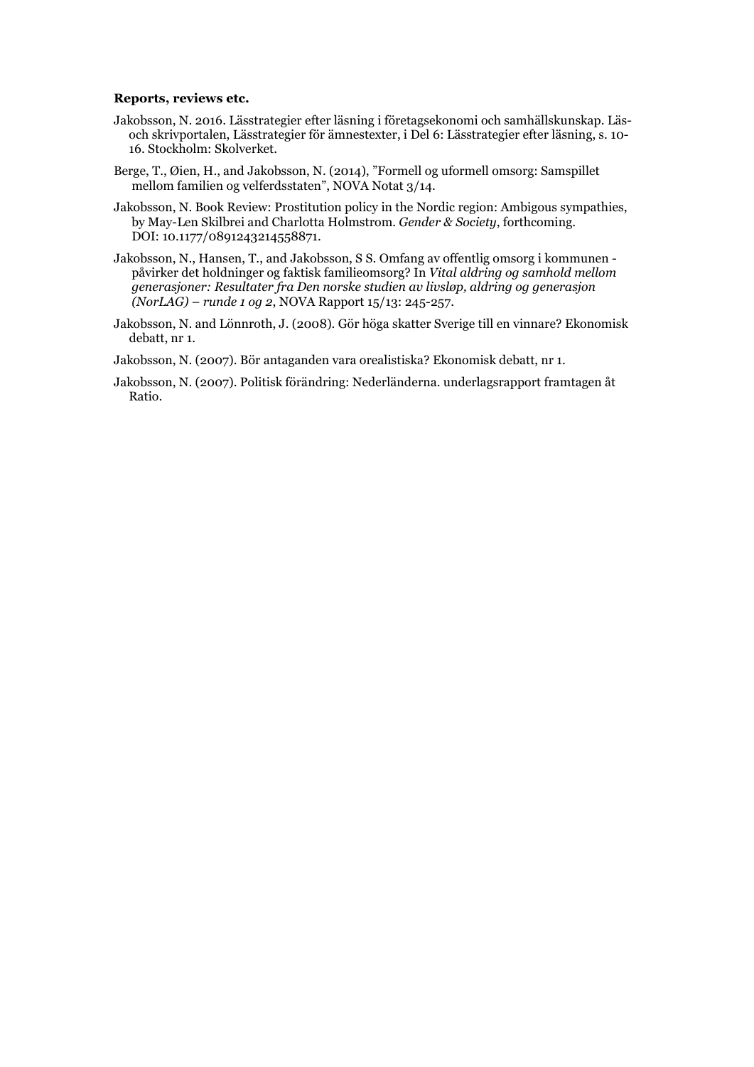**Reports, reviews etc.**

Jakobsson, N. 2016. Lässtrategier efter läsning i företagsekonomi och samhällskunskap. Läs- och skrivportalen, Lässtrategier för ämnestexter, i Del 6: Lässtrategier efter läsning, s. 10-16. Stockholm: Skolverket.

Berge, T., Øien, H., and Jakobsson, N. (2014), "Formell og uformell omsorg: Samspillet mellom familien og velferdsstaten", NOVA Notat 3/14.

Jakobsson, N. Book Review: Prostitution policy in the Nordic region: Ambigous sympathies, by May-Len Skilbrei and Charlotta Holmstrom. *Gender & Society*, forthcoming. DOI: 10.1177/0891243214558871.

Jakobsson, N., Hansen, T., and Jakobsson, S S. Omfang av offentlig omsorg i kommunen - påvirker det holdninger og faktisk familieomsorg? In *Vital aldring og samhold mellom generasjoner: Resultater fra Den norske studien av livsløp, aldring og generasjon (NorLAG) – runde 1 og 2*, NOVA Rapport 15/13: 245-257.

Jakobsson, N. and Lönnroth, J. (2008). Gör höga skatter Sverige till en vinnare? Ekonomisk debatt, nr 1.

Jakobsson, N. (2007). Bör antaganden vara orealistiska? Ekonomisk debatt, nr 1.

Jakobsson, N. (2007). Politisk förändring: Nederländerna. underlagsrapport framtagen åt Ratio.